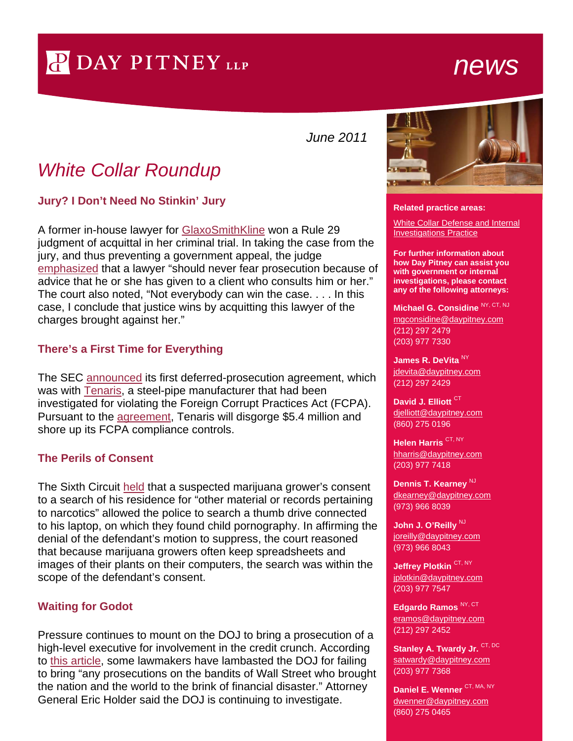# DAY PITNEY LLP

# news

*June 2011*

## *White Collar Roundup*

### Jury? I Don't Need No Stinkin' Jury

A former in-house lawyer for GlaxoSmithKline won a Rule 29 judgment of acquittal in her criminal trial. In taking the case from the jury, and thus preventing a government appeal, the judge emphasized that a lawyer "should never fear prosecution because of advice that he or she has given to a client who consults him or her." The court also noted, "Not everybody can win the case. . . . In this case, I conclude that justice wins by acquitting this lawyer of the charges brought against her."

### There's a First Time for Everything

The SEC announced its first deferred-prosecution agreement, which was with Tenaris, a steel-pipe manufacturer that had been investigated for violating the Foreign Corrupt Practices Act (FCPA). Pursuant to the agreement, Tenaris will disgorge $5.4 million and shore up its FCPA compliance controls.

### The Perils of Consent

The Sixth Circuit held that a suspected marijuana grower's consent to a search of his residence for "other material or records pertaining to narcotics" allowed the police to search a thumb drive connected to his laptop, on which they found child pornography. In affirming the denial of the defendant's motion to suppress, the court reasoned that because marijuana growers often keep spreadsheets and images of their plants on their computers, the search was within the scope of the defendant's consent.

### Waiting for Godot

Pressure continues to mount on the DOJ to bring a prosecution of a high-level executive for involvement in the credit crunch. According to this article, some lawmakers have lambasted the DOJ for failing to bring "any prosecutions on the bandits of Wall Street who brought the nation and the world to the brink of financial disaster." Attorney General Eric Holder said the DOJ is continuing to investigate.

**Related practice areas:**

White Collar Defense and Internal Investigations Practice

**For further information about how Day Pitney can assist you with government or internal investigations, please contact any of the following attorneys:**

**Michael G. Considine** NY, CT, NJ
mgconsidine@daypitney.com
(212) 297 2479
(203) 977 7330

**James R. DeVita** NY
jdevita@daypitney.com
(212) 297 2429

**David J. Elliott** CT
djelliott@daypitney.com
(860) 275 0196

**Helen Harris** CT, NY
hharris@daypitney.com
(203) 977 7418

**Dennis T. Kearney** NJ
dkearney@daypitney.com
(973) 966 8039

**John J. O'Reilly** NJ
joreilly@daypitney.com
(973) 966 8043

**Jeffrey Plotkin** CT, NY
jplotkin@daypitney.com
(203) 977 7547

**Edgardo Ramos** NY, CT
eramos@daypitney.com
(212) 297 2452

**Stanley A. Twardy Jr.** CT, DC
satwardy@daypitney.com
(203) 977 7368

**Daniel E. Wenner** CT, MA, NY
dwenner@daypitney.com
(860) 275 0465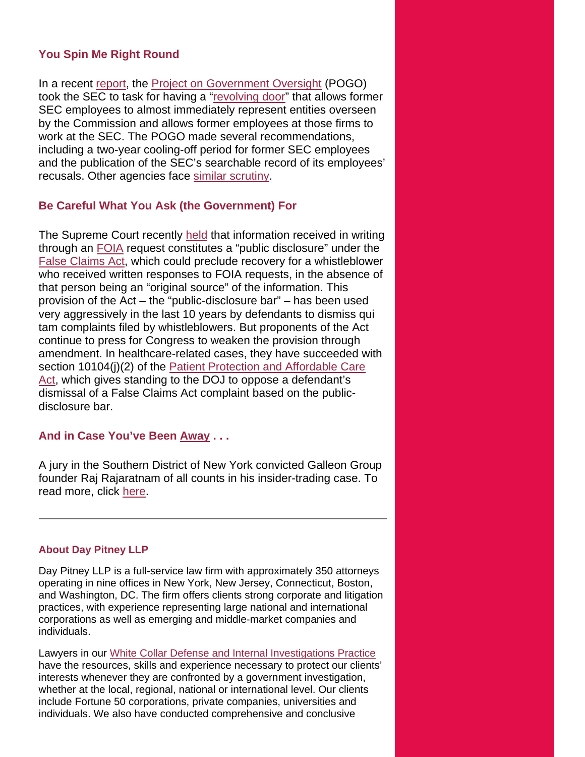### You Spin Me Right Round

In a recent report, the Project on Government Oversight (POGO) took the SEC to task for having a "revolving door" that allows former SEC employees to almost immediately represent entities overseen by the Commission and allows former employees at those firms to work at the SEC. The POGO made several recommendations, including a two-year cooling-off period for former SEC employees and the publication of the SEC's searchable record of its employees' recusals. Other agencies face similar scrutiny.

### Be Careful What You Ask (the Government) For

The Supreme Court recently held that information received in writing through an FOIA request constitutes a "public disclosure" under the False Claims Act, which could preclude recovery for a whistleblower who received written responses to FOIA requests, in the absence of that person being an "original source" of the information. This provision of the Act – the "public-disclosure bar" – has been used very aggressively in the last 10 years by defendants to dismiss qui tam complaints filed by whistleblowers. But proponents of the Act continue to press for Congress to weaken the provision through amendment. In healthcare-related cases, they have succeeded with section 10104(j)(2) of the Patient Protection and Affordable Care Act, which gives standing to the DOJ to oppose a defendant's dismissal of a False Claims Act complaint based on the public-disclosure bar.

### And in Case You've Been Away . . .

A jury in the Southern District of New York convicted Galleon Group founder Raj Rajaratnam of all counts in his insider-trading case. To read more, click here.

---

#### About Day Pitney LLP

Day Pitney LLP is a full-service law firm with approximately 350 attorneys operating in nine offices in New York, New Jersey, Connecticut, Boston, and Washington, DC. The firm offers clients strong corporate and litigation practices, with experience representing large national and international corporations as well as emerging and middle-market companies and individuals.

Lawyers in our White Collar Defense and Internal Investigations Practice have the resources, skills and experience necessary to protect our clients' interests whenever they are confronted by a government investigation, whether at the local, regional, national or international level. Our clients include Fortune 50 corporations, private companies, universities and individuals. We also have conducted comprehensive and conclusive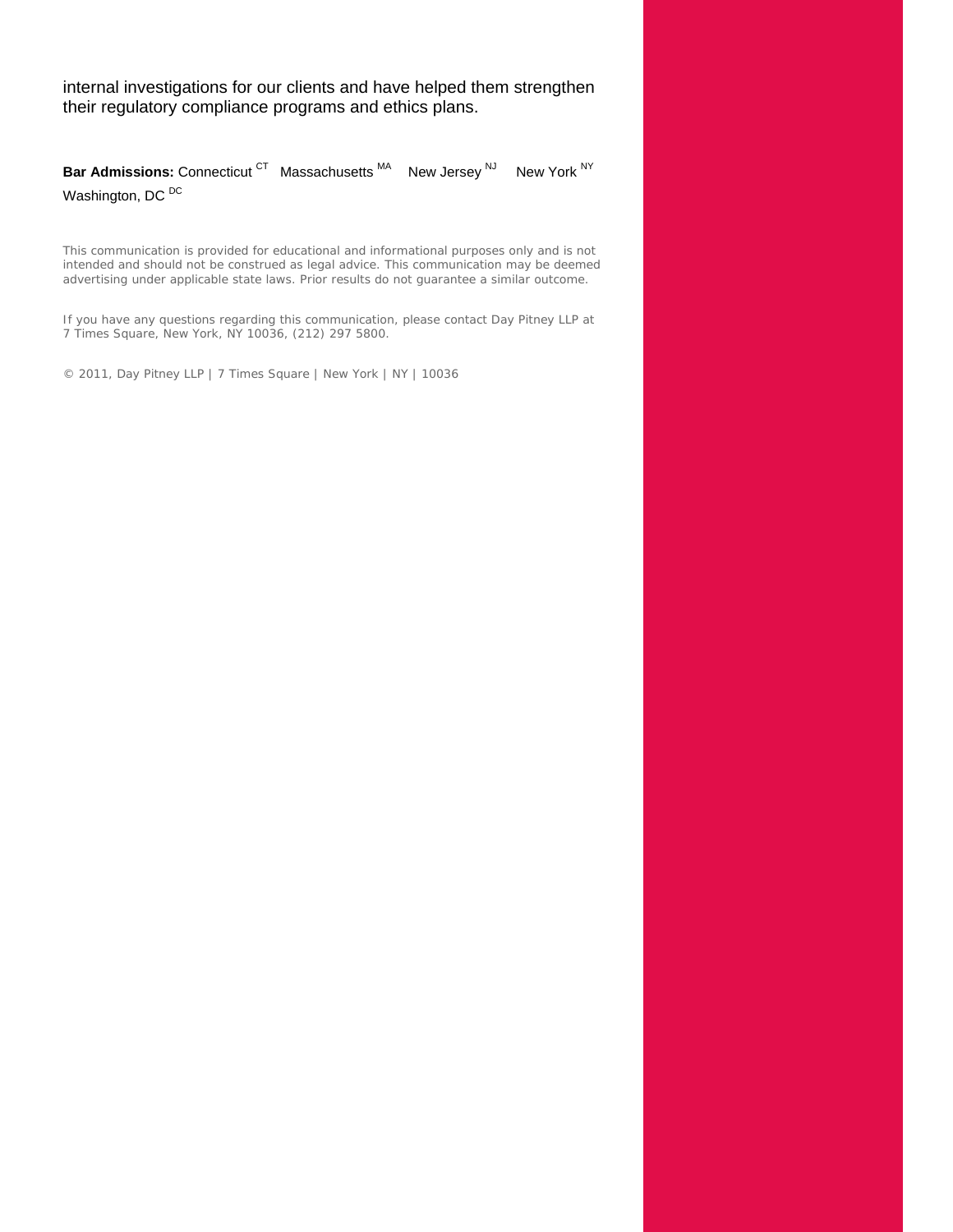internal investigations for our clients and have helped them strengthen their regulatory compliance programs and ethics plans.

**Bar Admissions:** Connecticut [CT] Massachusetts [MA] New Jersey [NJ] New York [NY] Washington, DC [DC]

This communication is provided for educational and informational purposes only and is not intended and should not be construed as legal advice. This communication may be deemed advertising under applicable state laws. Prior results do not guarantee a similar outcome.

If you have any questions regarding this communication, please contact Day Pitney LLP at 7 Times Square, New York, NY 10036, (212) 297 5800.

© 2011, Day Pitney LLP | 7 Times Square | New York | NY | 10036